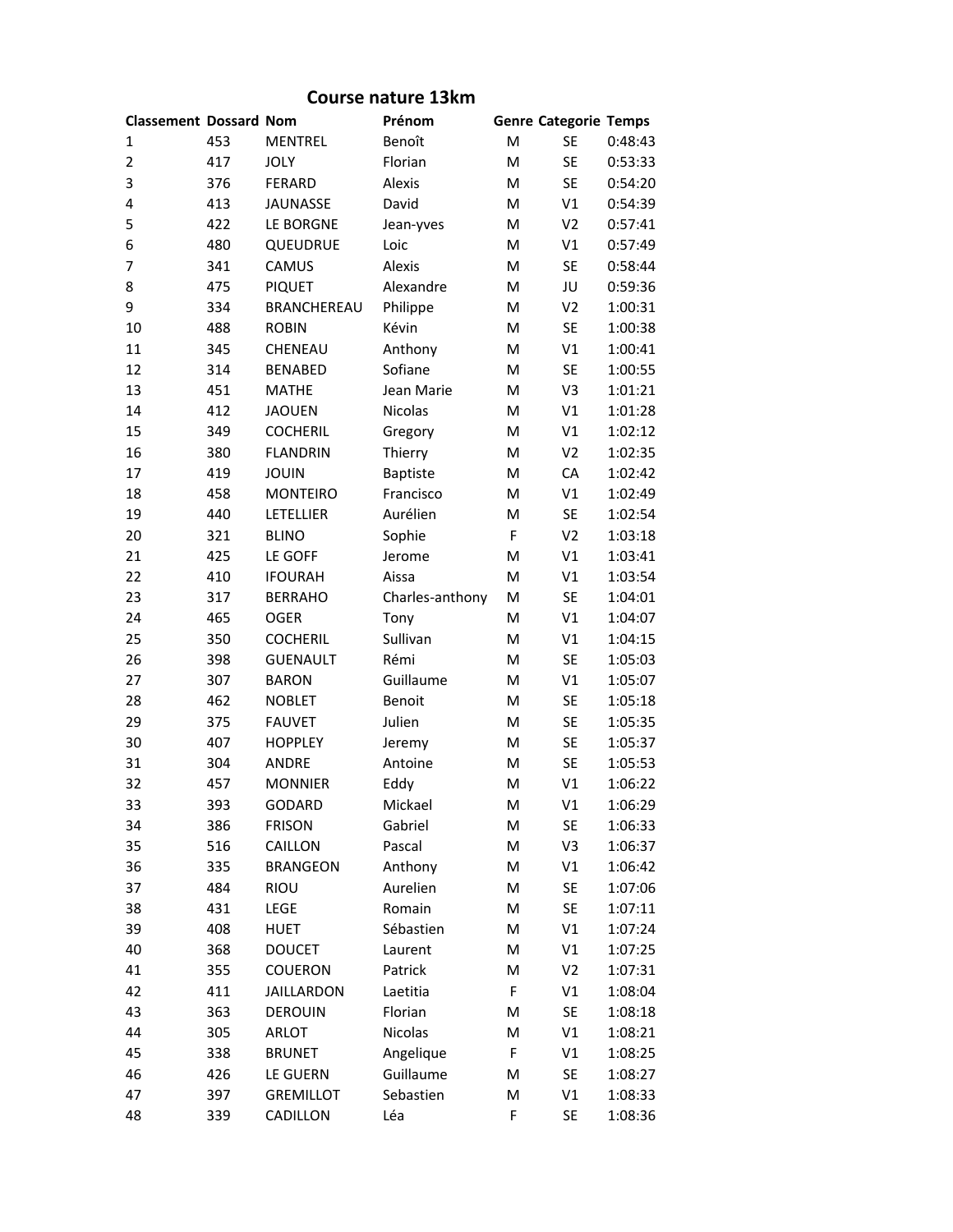# Course nature 13km

| Classement | Dossard | Nom | Prénom | Genre | Categorie | Temps |
|---|---|---|---|---|---|---|
| 1 | 453 | MENTREL | Benoît | M | SE | 0:48:43 |
| 2 | 417 | JOLY | Florian | M | SE | 0:53:33 |
| 3 | 376 | FERARD | Alexis | M | SE | 0:54:20 |
| 4 | 413 | JAUNASSE | David | M | V1 | 0:54:39 |
| 5 | 422 | LE BORGNE | Jean-yves | M | V2 | 0:57:41 |
| 6 | 480 | QUEUDRUE | Loic | M | V1 | 0:57:49 |
| 7 | 341 | CAMUS | Alexis | M | SE | 0:58:44 |
| 8 | 475 | PIQUET | Alexandre | M | JU | 0:59:36 |
| 9 | 334 | BRANCHEREAU | Philippe | M | V2 | 1:00:31 |
| 10 | 488 | ROBIN | Kévin | M | SE | 1:00:38 |
| 11 | 345 | CHENEAU | Anthony | M | V1 | 1:00:41 |
| 12 | 314 | BENABED | Sofiane | M | SE | 1:00:55 |
| 13 | 451 | MATHE | Jean Marie | M | V3 | 1:01:21 |
| 14 | 412 | JAOUEN | Nicolas | M | V1 | 1:01:28 |
| 15 | 349 | COCHERIL | Gregory | M | V1 | 1:02:12 |
| 16 | 380 | FLANDRIN | Thierry | M | V2 | 1:02:35 |
| 17 | 419 | JOUIN | Baptiste | M | CA | 1:02:42 |
| 18 | 458 | MONTEIRO | Francisco | M | V1 | 1:02:49 |
| 19 | 440 | LETELLIER | Aurélien | M | SE | 1:02:54 |
| 20 | 321 | BLINO | Sophie | F | V2 | 1:03:18 |
| 21 | 425 | LE GOFF | Jerome | M | V1 | 1:03:41 |
| 22 | 410 | IFOURAH | Aissa | M | V1 | 1:03:54 |
| 23 | 317 | BERRAHO | Charles-anthony | M | SE | 1:04:01 |
| 24 | 465 | OGER | Tony | M | V1 | 1:04:07 |
| 25 | 350 | COCHERIL | Sullivan | M | V1 | 1:04:15 |
| 26 | 398 | GUENAULT | Rémi | M | SE | 1:05:03 |
| 27 | 307 | BARON | Guillaume | M | V1 | 1:05:07 |
| 28 | 462 | NOBLET | Benoit | M | SE | 1:05:18 |
| 29 | 375 | FAUVET | Julien | M | SE | 1:05:35 |
| 30 | 407 | HOPPLEY | Jeremy | M | SE | 1:05:37 |
| 31 | 304 | ANDRE | Antoine | M | SE | 1:05:53 |
| 32 | 457 | MONNIER | Eddy | M | V1 | 1:06:22 |
| 33 | 393 | GODARD | Mickael | M | V1 | 1:06:29 |
| 34 | 386 | FRISON | Gabriel | M | SE | 1:06:33 |
| 35 | 516 | CAILLON | Pascal | M | V3 | 1:06:37 |
| 36 | 335 | BRANGEON | Anthony | M | V1 | 1:06:42 |
| 37 | 484 | RIOU | Aurelien | M | SE | 1:07:06 |
| 38 | 431 | LEGE | Romain | M | SE | 1:07:11 |
| 39 | 408 | HUET | Sébastien | M | V1 | 1:07:24 |
| 40 | 368 | DOUCET | Laurent | M | V1 | 1:07:25 |
| 41 | 355 | COUERON | Patrick | M | V2 | 1:07:31 |
| 42 | 411 | JAILLARDON | Laetitia | F | V1 | 1:08:04 |
| 43 | 363 | DEROUIN | Florian | M | SE | 1:08:18 |
| 44 | 305 | ARLOT | Nicolas | M | V1 | 1:08:21 |
| 45 | 338 | BRUNET | Angelique | F | V1 | 1:08:25 |
| 46 | 426 | LE GUERN | Guillaume | M | SE | 1:08:27 |
| 47 | 397 | GREMILLOT | Sebastien | M | V1 | 1:08:33 |
| 48 | 339 | CADILLON | Léa | F | SE | 1:08:36 |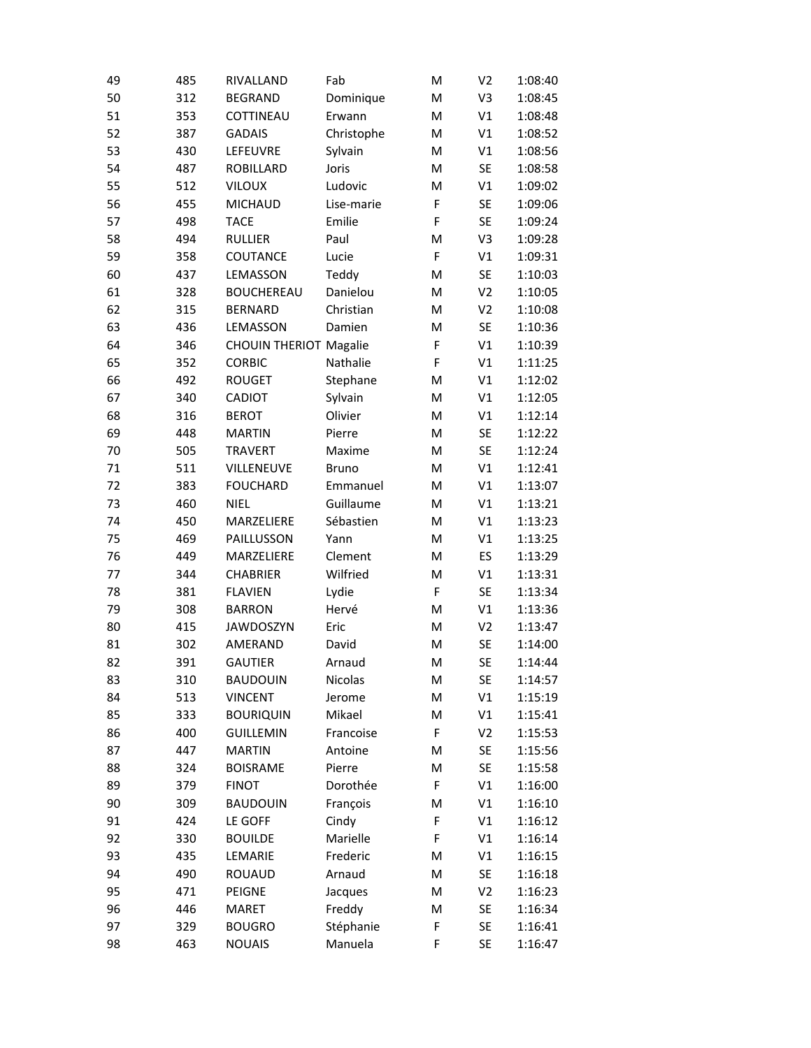| | | | | | | |
|---|---|---|---|---|---|---|
| 49 | 485 | RIVALLAND | Fab | M | V2 | 1:08:40 |
| 50 | 312 | BEGRAND | Dominique | M | V3 | 1:08:45 |
| 51 | 353 | COTTINEAU | Erwann | M | V1 | 1:08:48 |
| 52 | 387 | GADAIS | Christophe | M | V1 | 1:08:52 |
| 53 | 430 | LEFEUVRE | Sylvain | M | V1 | 1:08:56 |
| 54 | 487 | ROBILLARD | Joris | M | SE | 1:08:58 |
| 55 | 512 | VILOUX | Ludovic | M | V1 | 1:09:02 |
| 56 | 455 | MICHAUD | Lise-marie | F | SE | 1:09:06 |
| 57 | 498 | TACE | Emilie | F | SE | 1:09:24 |
| 58 | 494 | RULLIER | Paul | M | V3 | 1:09:28 |
| 59 | 358 | COUTANCE | Lucie | F | V1 | 1:09:31 |
| 60 | 437 | LEMASSON | Teddy | M | SE | 1:10:03 |
| 61 | 328 | BOUCHEREAU | Danielou | M | V2 | 1:10:05 |
| 62 | 315 | BERNARD | Christian | M | V2 | 1:10:08 |
| 63 | 436 | LEMASSON | Damien | M | SE | 1:10:36 |
| 64 | 346 | CHOUIN THERIOT | Magalie | F | V1 | 1:10:39 |
| 65 | 352 | CORBIC | Nathalie | F | V1 | 1:11:25 |
| 66 | 492 | ROUGET | Stephane | M | V1 | 1:12:02 |
| 67 | 340 | CADIOT | Sylvain | M | V1 | 1:12:05 |
| 68 | 316 | BEROT | Olivier | M | V1 | 1:12:14 |
| 69 | 448 | MARTIN | Pierre | M | SE | 1:12:22 |
| 70 | 505 | TRAVERT | Maxime | M | SE | 1:12:24 |
| 71 | 511 | VILLENEUVE | Bruno | M | V1 | 1:12:41 |
| 72 | 383 | FOUCHARD | Emmanuel | M | V1 | 1:13:07 |
| 73 | 460 | NIEL | Guillaume | M | V1 | 1:13:21 |
| 74 | 450 | MARZELIERE | Sébastien | M | V1 | 1:13:23 |
| 75 | 469 | PAILLUSSON | Yann | M | V1 | 1:13:25 |
| 76 | 449 | MARZELIERE | Clement | M | ES | 1:13:29 |
| 77 | 344 | CHABRIER | Wilfried | M | V1 | 1:13:31 |
| 78 | 381 | FLAVIEN | Lydie | F | SE | 1:13:34 |
| 79 | 308 | BARRON | Hervé | M | V1 | 1:13:36 |
| 80 | 415 | JAWDOSZYN | Eric | M | V2 | 1:13:47 |
| 81 | 302 | AMERAND | David | M | SE | 1:14:00 |
| 82 | 391 | GAUTIER | Arnaud | M | SE | 1:14:44 |
| 83 | 310 | BAUDOUIN | Nicolas | M | SE | 1:14:57 |
| 84 | 513 | VINCENT | Jerome | M | V1 | 1:15:19 |
| 85 | 333 | BOURIQUIN | Mikael | M | V1 | 1:15:41 |
| 86 | 400 | GUILLEMIN | Francoise | F | V2 | 1:15:53 |
| 87 | 447 | MARTIN | Antoine | M | SE | 1:15:56 |
| 88 | 324 | BOISRAME | Pierre | M | SE | 1:15:58 |
| 89 | 379 | FINOT | Dorothée | F | V1 | 1:16:00 |
| 90 | 309 | BAUDOUIN | François | M | V1 | 1:16:10 |
| 91 | 424 | LE GOFF | Cindy | F | V1 | 1:16:12 |
| 92 | 330 | BOUILDE | Marielle | F | V1 | 1:16:14 |
| 93 | 435 | LEMARIE | Frederic | M | V1 | 1:16:15 |
| 94 | 490 | ROUAUD | Arnaud | M | SE | 1:16:18 |
| 95 | 471 | PEIGNE | Jacques | M | V2 | 1:16:23 |
| 96 | 446 | MARET | Freddy | M | SE | 1:16:34 |
| 97 | 329 | BOUGRO | Stéphanie | F | SE | 1:16:41 |
| 98 | 463 | NOUAIS | Manuela | F | SE | 1:16:47 |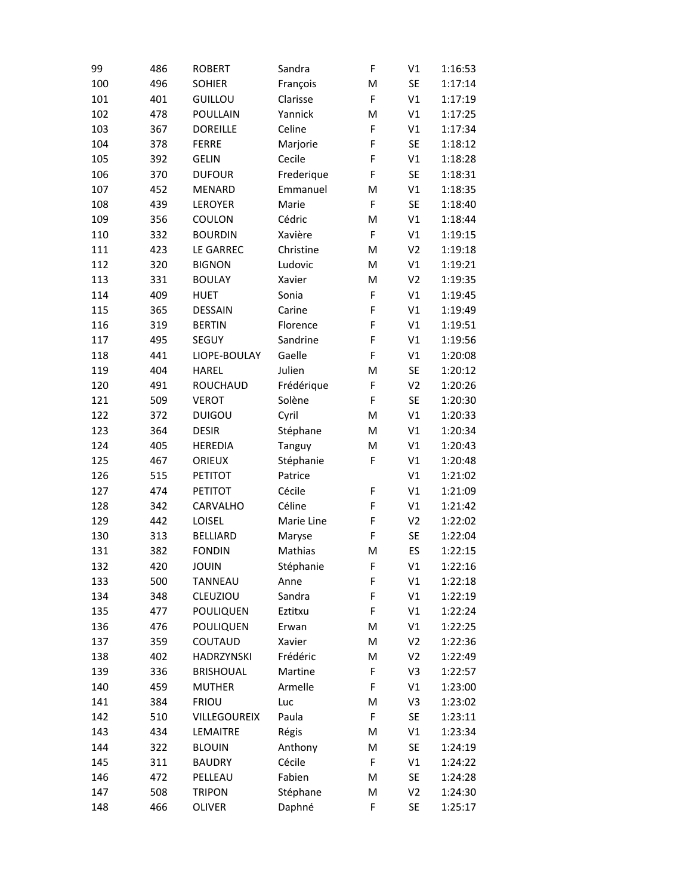| | | | | | | |
|---|---|---|---|---|---|---|
| 99 | 486 | ROBERT | Sandra | F | V1 | 1:16:53 |
| 100 | 496 | SOHIER | François | M | SE | 1:17:14 |
| 101 | 401 | GUILLOU | Clarisse | F | V1 | 1:17:19 |
| 102 | 478 | POULLAIN | Yannick | M | V1 | 1:17:25 |
| 103 | 367 | DOREILLE | Celine | F | V1 | 1:17:34 |
| 104 | 378 | FERRE | Marjorie | F | SE | 1:18:12 |
| 105 | 392 | GELIN | Cecile | F | V1 | 1:18:28 |
| 106 | 370 | DUFOUR | Frederique | F | SE | 1:18:31 |
| 107 | 452 | MENARD | Emmanuel | M | V1 | 1:18:35 |
| 108 | 439 | LEROYER | Marie | F | SE | 1:18:40 |
| 109 | 356 | COULON | Cédric | M | V1 | 1:18:44 |
| 110 | 332 | BOURDIN | Xavière | F | V1 | 1:19:15 |
| 111 | 423 | LE GARREC | Christine | M | V2 | 1:19:18 |
| 112 | 320 | BIGNON | Ludovic | M | V1 | 1:19:21 |
| 113 | 331 | BOULAY | Xavier | M | V2 | 1:19:35 |
| 114 | 409 | HUET | Sonia | F | V1 | 1:19:45 |
| 115 | 365 | DESSAIN | Carine | F | V1 | 1:19:49 |
| 116 | 319 | BERTIN | Florence | F | V1 | 1:19:51 |
| 117 | 495 | SEGUY | Sandrine | F | V1 | 1:19:56 |
| 118 | 441 | LIOPE-BOULAY | Gaelle | F | V1 | 1:20:08 |
| 119 | 404 | HAREL | Julien | M | SE | 1:20:12 |
| 120 | 491 | ROUCHAUD | Frédérique | F | V2 | 1:20:26 |
| 121 | 509 | VEROT | Solène | F | SE | 1:20:30 |
| 122 | 372 | DUIGOU | Cyril | M | V1 | 1:20:33 |
| 123 | 364 | DESIR | Stéphane | M | V1 | 1:20:34 |
| 124 | 405 | HEREDIA | Tanguy | M | V1 | 1:20:43 |
| 125 | 467 | ORIEUX | Stéphanie | F | V1 | 1:20:48 |
| 126 | 515 | PETITOT | Patrice | | V1 | 1:21:02 |
| 127 | 474 | PETITOT | Cécile | F | V1 | 1:21:09 |
| 128 | 342 | CARVALHO | Céline | F | V1 | 1:21:42 |
| 129 | 442 | LOISEL | Marie Line | F | V2 | 1:22:02 |
| 130 | 313 | BELLIARD | Maryse | F | SE | 1:22:04 |
| 131 | 382 | FONDIN | Mathias | M | ES | 1:22:15 |
| 132 | 420 | JOUIN | Stéphanie | F | V1 | 1:22:16 |
| 133 | 500 | TANNEAU | Anne | F | V1 | 1:22:18 |
| 134 | 348 | CLEUZIOU | Sandra | F | V1 | 1:22:19 |
| 135 | 477 | POULIQUEN | Eztitxu | F | V1 | 1:22:24 |
| 136 | 476 | POULIQUEN | Erwan | M | V1 | 1:22:25 |
| 137 | 359 | COUTAUD | Xavier | M | V2 | 1:22:36 |
| 138 | 402 | HADRZYNSKI | Frédéric | M | V2 | 1:22:49 |
| 139 | 336 | BRISHOUAL | Martine | F | V3 | 1:22:57 |
| 140 | 459 | MUTHER | Armelle | F | V1 | 1:23:00 |
| 141 | 384 | FRIOU | Luc | M | V3 | 1:23:02 |
| 142 | 510 | VILLEGOUREIX | Paula | F | SE | 1:23:11 |
| 143 | 434 | LEMAITRE | Régis | M | V1 | 1:23:34 |
| 144 | 322 | BLOUIN | Anthony | M | SE | 1:24:19 |
| 145 | 311 | BAUDRY | Cécile | F | V1 | 1:24:22 |
| 146 | 472 | PELLEAU | Fabien | M | SE | 1:24:28 |
| 147 | 508 | TRIPON | Stéphane | M | V2 | 1:24:30 |
| 148 | 466 | OLIVER | Daphné | F | SE | 1:25:17 |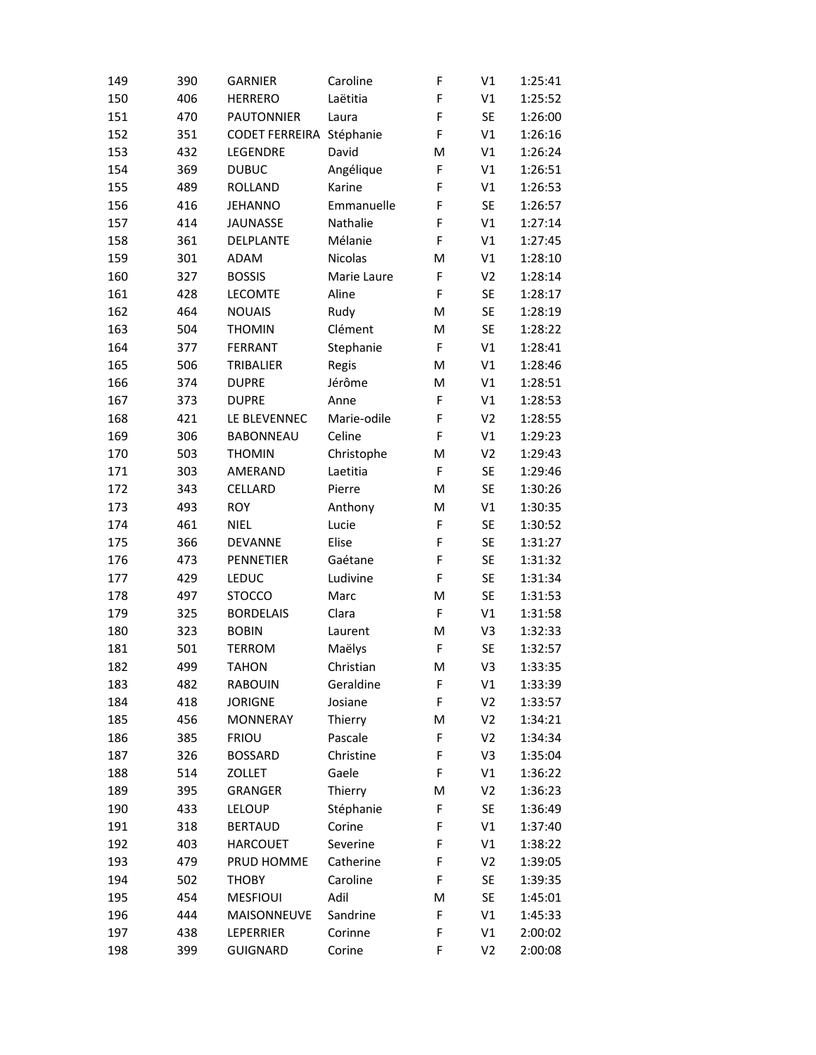| | | | | | | |
|---|---|---|---|---|---|---|
| 149 | 390 | GARNIER | Caroline | F | V1 | 1:25:41 |
| 150 | 406 | HERRERO | Laëtitia | F | V1 | 1:25:52 |
| 151 | 470 | PAUTONNIER | Laura | F | SE | 1:26:00 |
| 152 | 351 | CODET FERREIRA | Stéphanie | F | V1 | 1:26:16 |
| 153 | 432 | LEGENDRE | David | M | V1 | 1:26:24 |
| 154 | 369 | DUBUC | Angélique | F | V1 | 1:26:51 |
| 155 | 489 | ROLLAND | Karine | F | V1 | 1:26:53 |
| 156 | 416 | JEHANNO | Emmanuelle | F | SE | 1:26:57 |
| 157 | 414 | JAUNASSE | Nathalie | F | V1 | 1:27:14 |
| 158 | 361 | DELPLANTE | Mélanie | F | V1 | 1:27:45 |
| 159 | 301 | ADAM | Nicolas | M | V1 | 1:28:10 |
| 160 | 327 | BOSSIS | Marie Laure | F | V2 | 1:28:14 |
| 161 | 428 | LECOMTE | Aline | F | SE | 1:28:17 |
| 162 | 464 | NOUAIS | Rudy | M | SE | 1:28:19 |
| 163 | 504 | THOMIN | Clément | M | SE | 1:28:22 |
| 164 | 377 | FERRANT | Stephanie | F | V1 | 1:28:41 |
| 165 | 506 | TRIBALIER | Regis | M | V1 | 1:28:46 |
| 166 | 374 | DUPRE | Jérôme | M | V1 | 1:28:51 |
| 167 | 373 | DUPRE | Anne | F | V1 | 1:28:53 |
| 168 | 421 | LE BLEVENNEC | Marie-odile | F | V2 | 1:28:55 |
| 169 | 306 | BABONNEAU | Celine | F | V1 | 1:29:23 |
| 170 | 503 | THOMIN | Christophe | M | V2 | 1:29:43 |
| 171 | 303 | AMERAND | Laetitia | F | SE | 1:29:46 |
| 172 | 343 | CELLARD | Pierre | M | SE | 1:30:26 |
| 173 | 493 | ROY | Anthony | M | V1 | 1:30:35 |
| 174 | 461 | NIEL | Lucie | F | SE | 1:30:52 |
| 175 | 366 | DEVANNE | Elise | F | SE | 1:31:27 |
| 176 | 473 | PENNETIER | Gaétane | F | SE | 1:31:32 |
| 177 | 429 | LEDUC | Ludivine | F | SE | 1:31:34 |
| 178 | 497 | STOCCO | Marc | M | SE | 1:31:53 |
| 179 | 325 | BORDELAIS | Clara | F | V1 | 1:31:58 |
| 180 | 323 | BOBIN | Laurent | M | V3 | 1:32:33 |
| 181 | 501 | TERROM | Maëlys | F | SE | 1:32:57 |
| 182 | 499 | TAHON | Christian | M | V3 | 1:33:35 |
| 183 | 482 | RABOUIN | Geraldine | F | V1 | 1:33:39 |
| 184 | 418 | JORIGNE | Josiane | F | V2 | 1:33:57 |
| 185 | 456 | MONNERAY | Thierry | M | V2 | 1:34:21 |
| 186 | 385 | FRIOU | Pascale | F | V2 | 1:34:34 |
| 187 | 326 | BOSSARD | Christine | F | V3 | 1:35:04 |
| 188 | 514 | ZOLLET | Gaele | F | V1 | 1:36:22 |
| 189 | 395 | GRANGER | Thierry | M | V2 | 1:36:23 |
| 190 | 433 | LELOUP | Stéphanie | F | SE | 1:36:49 |
| 191 | 318 | BERTAUD | Corine | F | V1 | 1:37:40 |
| 192 | 403 | HARCOUET | Severine | F | V1 | 1:38:22 |
| 193 | 479 | PRUD HOMME | Catherine | F | V2 | 1:39:05 |
| 194 | 502 | THOBY | Caroline | F | SE | 1:39:35 |
| 195 | 454 | MESFIOUI | Adil | M | SE | 1:45:01 |
| 196 | 444 | MAISONNEUVE | Sandrine | F | V1 | 1:45:33 |
| 197 | 438 | LEPERRIER | Corinne | F | V1 | 2:00:02 |
| 198 | 399 | GUIGNARD | Corine | F | V2 | 2:00:08 |